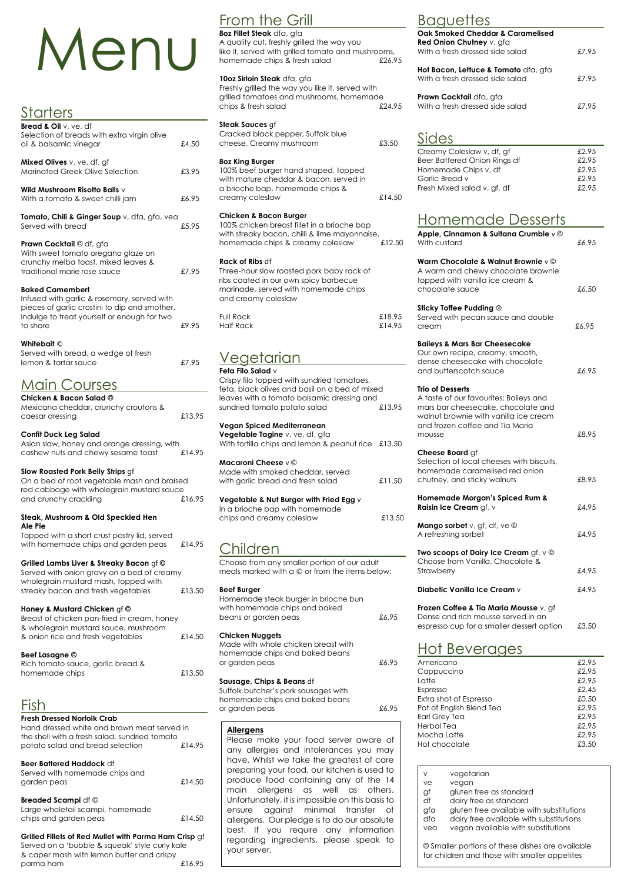# Menu

## Starters

**Bread & Oil** v, ve, df
Selection of breads with extra virgin olive oil & balsamic vinegar £4.50

**Mixed Olives** v, ve, df, gf
Marinated Greek Olive Selection £3.95

**Wild Mushroom Risotto Balls** v
With a tomato & sweet chilli jam £6.95

**Tomato, Chili & Ginger Soup** v, dfa, gfa, vea
Served with bread £5.95

**Prawn Cocktail** © df, gfa
With sweet tomato oregano glaze on crunchy melba toast, mixed leaves & traditional marie rose sauce £7.95

**Baked Camembert**
Infused with garlic & rosemary, served with pieces of garlic crostini to dip and smother. Indulge to treat yourself or enough for two to share £9.95

**Whitebait** ©
Served with bread, a wedge of fresh lemon & tartar sauce £7.95

## Main Courses

**Chicken & Bacon Salad** ©
Mexicana cheddar, crunchy croutons & caesar dressing £13.95

**Confit Duck Leg Salad**
Asian slaw, honey and orange dressing, with cashew nuts and chewy sesame toast £14.95

**Slow Roasted Pork Belly Strips** gf
On a bed of root vegetable mash and braised red cabbage with wholegrain mustard sauce and crunchy crackling £16.95

**Steak, Mushroom & Old Speckled Hen Ale Pie**
Topped with a short crust pastry lid, served with homemade chips and garden peas £14.95

**Grilled Lambs Liver & Streaky Bacon** gf ©
Served with onion gravy on a bed of creamy wholegrain mustard mash, topped with streaky bacon and fresh vegetables £13.50

**Honey & Mustard Chicken** gf ©
Breast of chicken pan-fried in cream, honey & wholegrain mustard sauce, mushroom & onion rice and fresh vegetables £14.50

**Beef Lasagne** ©
Rich tomato sauce, garlic bread & homemade chips £13.50

## Fish

**Fresh Dressed Norfolk Crab**
Hand dressed white and brown meat served in the shell with a fresh salad, sundried tomato potato salad and bread selection £14.95

**Beer Battered Haddock** df
Served with homemade chips and garden peas £14.50

**Breaded Scampi** df ©
Large wholetail scampi, homemade chips and garden peas £14.50

**Grilled Fillets of Red Mullet with Parma Ham Crisp** gf
Served on a 'bubble & squeak' style curly kale & caper mash with lemon butter and crispy parma ham £16.95

## From the Grill

**8oz Fillet Steak** dfa, gfa
A quality cut, freshly grilled the way you like it, served with grilled tomato and mushrooms, homemade chips & fresh salad £26.95

**10oz Sirloin Steak** dfa, gfa
Freshly grilled the way you like it, served with grilled tomatoes and mushrooms, homemade chips & fresh salad £24.95

**Steak Sauces** gf
Cracked black pepper, Suffolk blue cheese, Creamy mushroom £3.50

**8oz King Burger**
100% beef burger hand shaped, topped with mature cheddar & bacon, served in a brioche bap, homemade chips & creamy coleslaw £14.50

**Chicken & Bacon Burger**
100% chicken breast fillet in a brioche bap with streaky bacon, chilli & lime mayonnaise, homemade chips & creamy coleslaw £12.50

**Rack of Ribs** df
Three-hour slow roasted pork baby rack of ribs coated in our own spicy barbecue marinade, served with homemade chips and creamy coleslaw

Full Rack £18.95
Half Rack £14.95

## Vegetarian

**Feta Filo Salad** v
Crispy filo topped with sundried tomatoes, feta, black olives and basil on a bed of mixed leaves with a tomato balsamic dressing and sundried tomato potato salad £13.95

**Vegan Spiced Mediterranean Vegetable Tagine** v, ve, df, gfa
With tortilla chips and lemon & peanut rice £13.50

**Macaroni Cheese** v ©
Made with smoked cheddar, served with garlic bread and fresh salad £11.50

**Vegetable & Nut Burger with Fried Egg** v
In a brioche bap with homemade chips and creamy coleslaw £13.50

## Children

Choose from any smaller portion of our adult meals marked with a © or from the items below:

**Beef Burger**
Homemade steak burger in brioche bun with homemade chips and baked beans or garden peas £6.95

**Chicken Nuggets**
Made with whole chicken breast with homemade chips and baked beans or garden peas £6.95

**Sausage, Chips & Beans** df
Suffolk butcher's pork sausages with homemade chips and baked beans or garden peas £6.95

**Allergens**

Please make your food server aware of any allergies and intolerances you may have. Whilst we take the greatest of care preparing your food, our kitchen is used to produce food containing any of the 14 main allergens as well as others. Unfortunately, it is impossible on this basis to ensure against minimal transfer of allergens. Our pledge is to do our absolute best. If you require any information regarding ingredients, please speak to your server.

## Baguettes

**Oak Smoked Cheddar & Caramelised Red Onion Chutney** v, gfa
With a fresh dressed side salad £7.95

**Hot Bacon, Lettuce & Tomato** dfa, gfa
With a fresh dressed side salad £7.95

**Prawn Cocktail** dfa, gfa
With a fresh dressed side salad £7.95

## Sides

| | |
|---|---|
| Creamy Coleslaw v, df, gf | £2.95 |
| Beer Battered Onion Rings df | £2.95 |
| Homemade Chips v, df | £2.95 |
| Garlic Bread v | £2.95 |
| Fresh Mixed salad v, gf, df | £2.95 |

## Homemade Desserts

**Apple, Cinnamon & Sultana Crumble** v ©
With custard £6.95

**Warm Chocolate & Walnut Brownie** v ©
A warm and chewy chocolate brownie topped with vanilla ice cream & chocolate sauce £6.50

**Sticky Toffee Pudding** ©
Served with pecan sauce and double cream £6.95

**Baileys & Mars Bar Cheesecake**
Our own recipe, creamy, smooth, dense cheesecake with chocolate and butterscotch sauce £6.95

**Trio of Desserts**
A taste of our favourites; Baileys and mars bar cheesecake, chocolate and walnut brownie with vanilla ice cream and frozen coffee and Tia Maria mousse £8.95

**Cheese Board** gf
Selection of local cheeses with biscuits, homemade caramelised red onion chutney, and sticky walnuts £8.95

**Homemade Morgan's Spiced Rum & Raisin Ice Cream** gf, v £4.95

**Mango sorbet** v, gf, df, ve ©
A refreshing sorbet £4.95

**Two scoops of Dairy Ice Cream** gf, v ©
Choose from Vanilla, Chocolate & Strawberry £4.95

**Diabetic Vanilla Ice Cream** v £4.95

**Frozen Coffee & Tia Maria Mousse** v, gf
Dense and rich mousse served in an espresso cup for a smaller dessert option £3.50

## Hot Beverages

| | |
|---|---|
| Americano | £2.95 |
| Cappuccino | £2.95 |
| Latte | £2.95 |
| Espresso | £2.45 |
| Extra shot of Espresso | £0.50 |
| Pot of English Blend Tea | £2.95 |
| Earl Grey Tea | £2.95 |
| Herbal Tea | £2.95 |
| Mocha Latte | £2.95 |
| Hot chocolate | £3.50 |

| | |
|---|---|
| v | vegetarian |
| ve | vegan |
| gf | gluten free as standard |
| df | dairy free as standard |
| gfa | gluten free available with substitutions |
| dfa | dairy free available with substitutions |
| vea | vegan available with substitutions |

© Smaller portions of these dishes are available for children and those with smaller appetites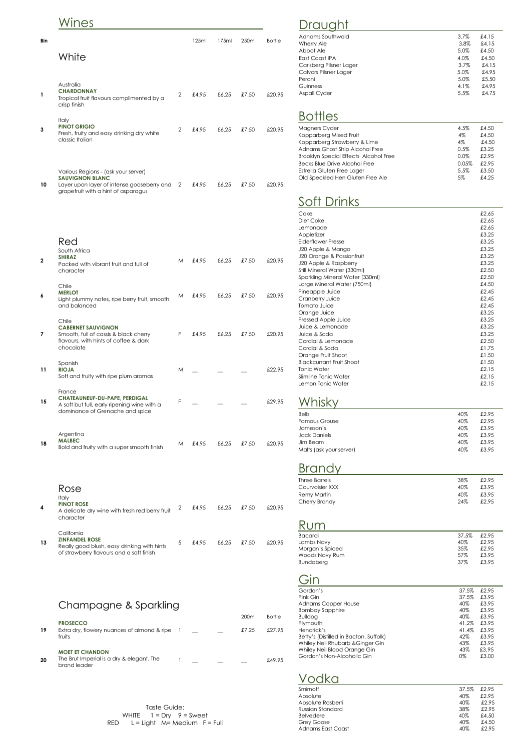# Wines

| Bin | | | 125ml | 175ml | 250ml | Bottle |
|---|---|---|---|---|---|---|
| | **White** | | | | | |
| 1 | Australia<br>**CHARDONNAY**<br>Tropical fruit flavours complimented by a crisp finish | 2 | £4.95 | £6.25 | £7.50 | £20.95 |
| 3 | Italy<br>**PINOT GRIGIO**<br>Fresh, fruity and easy drinking dry white classic Italian | 2 | £4.95 | £6.25 | £7.50 | £20.95 |
| 10 | Various Regions - (ask your server)<br>**SAUVIGNON BLANC**<br>Layer upon layer of intense gooseberry and grapefruit with a hint of asparagus | 2 | £4.95 | £6.25 | £7.50 | £20.95 |
| | **Red** | | | | | |
| 2 | South Africa<br>**SHIRAZ**<br>Packed with vibrant fruit and full of character | M | £4.95 | £6.25 | £7.50 | £20.95 |
| 6 | Chile<br>**MERLOT**<br>Light plummy notes, ripe berry fruit, smooth and balanced | M | £4.95 | £6.25 | £7.50 | £20.95 |
| 7 | Chile<br>**CABERNET SAUVIGNON**<br>Smooth, full of cassis & black cherry flavours, with hints of coffee & dark chocolate | F | £4.95 | £6.25 | £7.50 | £20.95 |
| 11 | Spanish<br>**RIOJA**<br>Soft and fruity with ripe plum aromas | M | __ | __ | __ | £22.95 |
| 15 | France<br>**CHATEAUNEUF-DU-PAPE, PERDIGAL**<br>A soft but full, early ripening wine with a dominance of Grenache and spice | F | __ | __ | __ | £29.95 |
| 18 | Argentina<br>**MALBEC**<br>Bold and fruity with a super smooth finish | M | £4.95 | £6.25 | £7.50 | £20.95 |
| | **Rose** | | | | | |
| 4 | Italy<br>**PINOT ROSE**<br>A delicate dry wine with fresh red berry fruit character | 2 | £4.95 | £6.25 | £7.50 | £20.95 |
| 13 | California<br>**ZINFANDEL ROSE**<br>Really good blush, easy drinking with hints of strawberry flavours and a soft finish | 5 | £4.95 | £6.25 | £7.50 | £20.95 |

## Champagne & Sparkling

| Bin | | | | | 200ml | Bottle |
|---|---|---|---|---|---|---|
| 19 | **PROSECCO**<br>Extra dry, flowery nuances of almond & ripe fruits | 1 | __ | __ | £7.25 | £27.95 |
| 20 | **MOET ET CHANDON**<br>The Brut Imperial is a dry & elegant. The brand leader | 1 | __ | __ | __ | £49.95 |

Taste Guide:
WHITE 1 = Dry 9 = Sweet
RED L = Light M= Medium F = Full

# Draught

| | | |
|---|---|---|
| Adnams Southwold | 3.7% | £4.15 |
| Wherry Ale | 3.8% | £4.15 |
| Abbot Ale | 5.0% | £4.50 |
| East Coast IPA | 4.0% | £4.50 |
| Carlsberg Pilsner Lager | 3.7% | £4.15 |
| Calvors Pilsner Lager | 5.0% | £4.95 |
| Peroni | 5.0% | £5.50 |
| Guinness | 4.1% | £4.95 |
| Aspall Cyder | 5.5% | £4.75 |

# Bottles

| | | |
|---|---|---|
| Magners Cyder | 4.5% | £4.50 |
| Kopparberg Mixed Fruit | 4% | £4.50 |
| Kopparberg Strawberry & Lime | 4% | £4.50 |
| Adnams Ghost Ship Alcohol Free | 0.5% | £3.25 |
| Brooklyn Special Effects Alcohol Free | 0.0% | £2.95 |
| Becks Blue Drive Alcohol Free | 0.05% | £2.95 |
| Estrella Gluten Free Lager | 5.5% | £3.50 |
| Old Speckled Hen Gluten Free Ale | 5% | £4.25 |

# Soft Drinks

| | |
|---|---|
| Coke | £2.65 |
| Diet Coke | £2.65 |
| Lemonade | £2.65 |
| Appletizer | £3.25 |
| Elderflower Presse | £3.25 |
| J20 Apple & Mango | £3.25 |
| J20 Orange & Passionfruit | £3.25 |
| J20 Apple & Raspberry | £3.25 |
| Still Mineral Water (330ml) | £2.50 |
| Sparkling Mineral Water (330ml) | £2.50 |
| Large Mineral Water (750ml) | £4.50 |
| Pineapple Juice | £2.45 |
| Cranberry Juice | £2.45 |
| Tomato Juice | £2.45 |
| Orange Juice | £3.25 |
| Pressed Apple Juice | £3.25 |
| Juice & Lemonade | £3.25 |
| Juice & Soda | £3.25 |
| Cordial & Lemonade | £2.50 |
| Cordial & Soda | £1.75 |
| Orange Fruit Shoot | £1.50 |
| Blackcurrant Fruit Shoot | £1.50 |
| Tonic Water | £2.15 |
| Slimline Tonic Water | £2.15 |
| Lemon Tonic Water | £2.15 |

# Whisky

| | | |
|---|---|---|
| Bells | 40% | £2.95 |
| Famous Grouse | 40% | £2.95 |
| Jameson's | 40% | £3.95 |
| Jack Daniels | 40% | £3.95 |
| Jim Beam | 40% | £3.95 |
| Malts (ask your server) | 40% | £3.95 |

# Brandy

| | | |
|---|---|---|
| Three Barrels | 38% | £2.95 |
| Courvoisier XXX | 40% | £3.95 |
| Remy Martin | 40% | £3.95 |
| Cherry Brandy | 24% | £2.95 |

# Rum

| | | |
|---|---|---|
| Bacardi | 37.5% | £2.95 |
| Lambs Navy | 40% | £2.95 |
| Morgan's Spiced | 35% | £2.95 |
| Woods Navy Rum | 57% | £3.95 |
| Bundaberg | 37% | £3.95 |

# Gin

| | | |
|---|---|---|
| Gordon's | 37.5% | £2.95 |
| Pink Gin | 37.5% | £3.95 |
| Adnams Copper House | 40% | £3.95 |
| Bombay Sapphire | 40% | £3.95 |
| Bulldog | 40% | £3.95 |
| Plymouth | 41.2% | £3.95 |
| Hendrick's | 41.4% | £3.95 |
| Betty's (Distilled in Bacton, Suffolk) | 42% | £3.95 |
| Whiley Neil Rhubarb &Ginger Gin | 43% | £3.95 |
| Whiley Neil Blood Orange Gin | 43% | £3.95 |
| Gordon's Non-Alcoholic Gin | 0% | £3.00 |

# Vodka

| | | |
|---|---|---|
| Smirnoff | 37.5% | £2.95 |
| Absolute | 40% | £2.95 |
| Absolute Rasberri | 40% | £2.95 |
| Russian Standard | 38% | £2.95 |
| Belvedere | 40% | £4.50 |
| Grey Goose | 40% | £4.50 |
| Adnams East Coast | 40% | £2.95 |